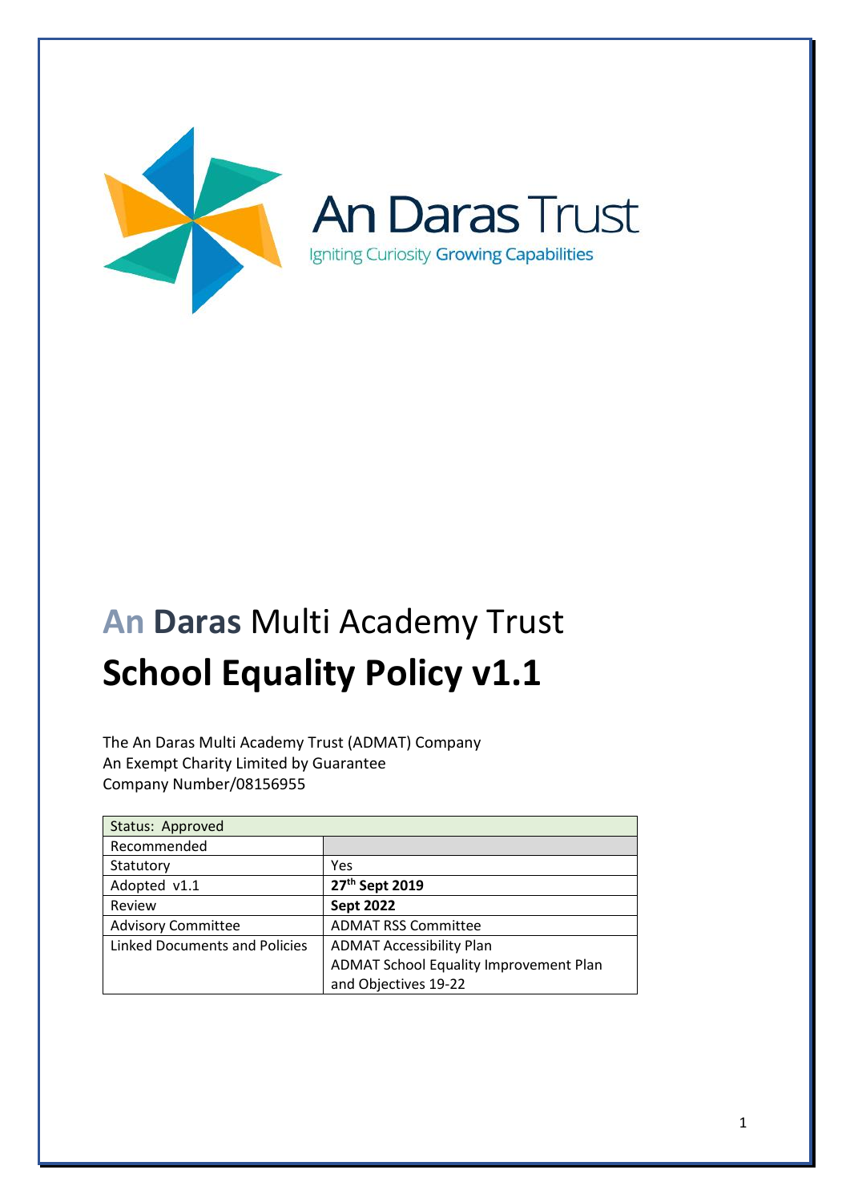An Daras Trust

Igniting Curiosity Growing Capabilities

# An Daras Multi Academy Trust

# School Equality Policy v1.1

The An Daras Multi Academy Trust (ADMAT) Company
An Exempt Charity Limited by Guarantee
Company Number/08156955

| Status: Approved | |
|---|---|
| Recommended | |
| Statutory | Yes |
| Adopted v1.1 | **27th Sept 2019** |
| Review | **Sept 2022** |
| Advisory Committee | ADMAT RSS Committee |
| Linked Documents and Policies | ADMAT Accessibility Plan<br>ADMAT School Equality Improvement Plan and Objectives 19-22 |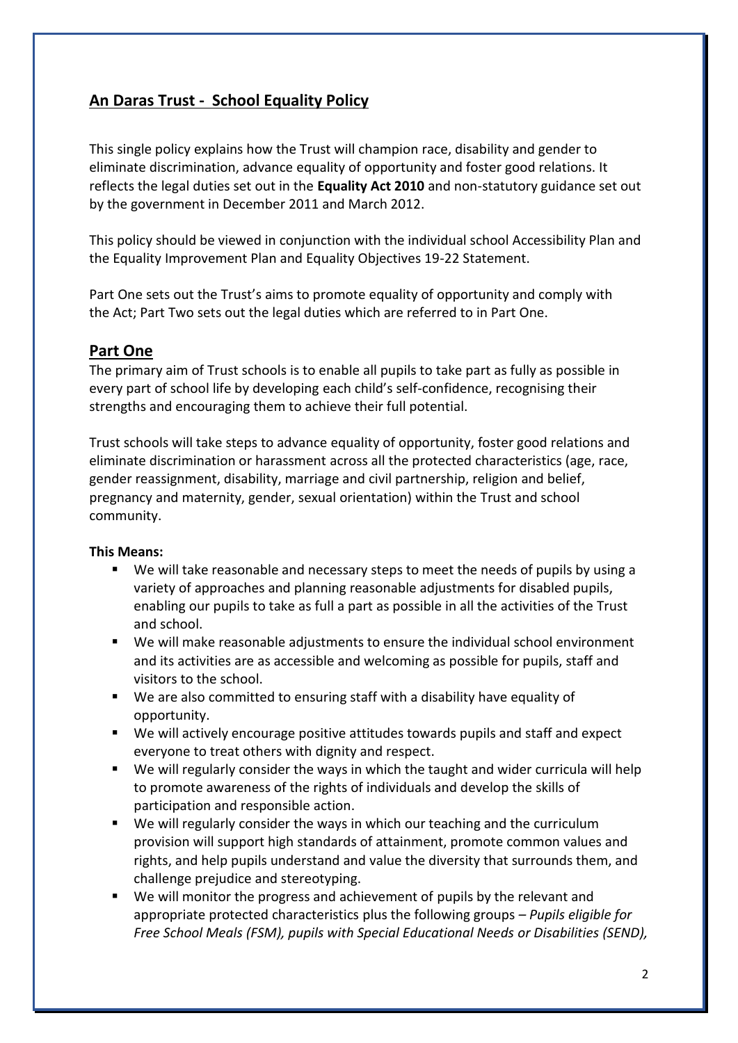## An Daras Trust - School Equality Policy

This single policy explains how the Trust will champion race, disability and gender to eliminate discrimination, advance equality of opportunity and foster good relations. It reflects the legal duties set out in the **Equality Act 2010** and non-statutory guidance set out by the government in December 2011 and March 2012.

This policy should be viewed in conjunction with the individual school Accessibility Plan and the Equality Improvement Plan and Equality Objectives 19-22 Statement.

Part One sets out the Trust's aims to promote equality of opportunity and comply with the Act; Part Two sets out the legal duties which are referred to in Part One.

## Part One

The primary aim of Trust schools is to enable all pupils to take part as fully as possible in every part of school life by developing each child's self-confidence, recognising their strengths and encouraging them to achieve their full potential.

Trust schools will take steps to advance equality of opportunity, foster good relations and eliminate discrimination or harassment across all the protected characteristics (age, race, gender reassignment, disability, marriage and civil partnership, religion and belief, pregnancy and maternity, gender, sexual orientation) within the Trust and school community.

**This Means:**

- We will take reasonable and necessary steps to meet the needs of pupils by using a variety of approaches and planning reasonable adjustments for disabled pupils, enabling our pupils to take as full a part as possible in all the activities of the Trust and school.
- We will make reasonable adjustments to ensure the individual school environment and its activities are as accessible and welcoming as possible for pupils, staff and visitors to the school.
- We are also committed to ensuring staff with a disability have equality of opportunity.
- We will actively encourage positive attitudes towards pupils and staff and expect everyone to treat others with dignity and respect.
- We will regularly consider the ways in which the taught and wider curricula will help to promote awareness of the rights of individuals and develop the skills of participation and responsible action.
- We will regularly consider the ways in which our teaching and the curriculum provision will support high standards of attainment, promote common values and rights, and help pupils understand and value the diversity that surrounds them, and challenge prejudice and stereotyping.
- We will monitor the progress and achievement of pupils by the relevant and appropriate protected characteristics plus the following groups – *Pupils eligible for Free School Meals (FSM), pupils with Special Educational Needs or Disabilities (SEND),*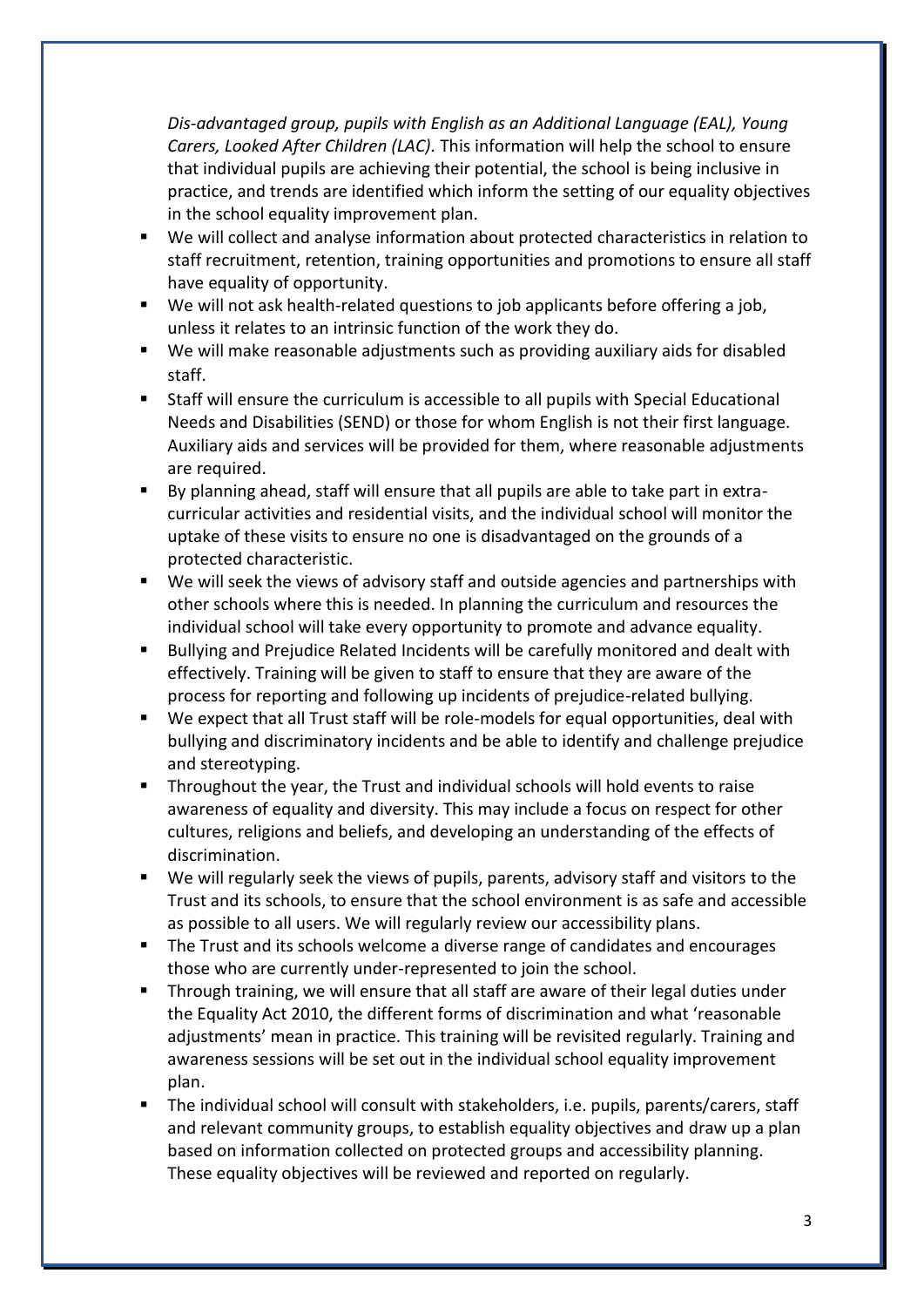*Dis-advantaged group, pupils with English as an Additional Language (EAL), Young Carers, Looked After Children (LAC)*. This information will help the school to ensure that individual pupils are achieving their potential, the school is being inclusive in practice, and trends are identified which inform the setting of our equality objectives in the school equality improvement plan.

- We will collect and analyse information about protected characteristics in relation to staff recruitment, retention, training opportunities and promotions to ensure all staff have equality of opportunity.
- We will not ask health-related questions to job applicants before offering a job, unless it relates to an intrinsic function of the work they do.
- We will make reasonable adjustments such as providing auxiliary aids for disabled staff.
- Staff will ensure the curriculum is accessible to all pupils with Special Educational Needs and Disabilities (SEND) or those for whom English is not their first language. Auxiliary aids and services will be provided for them, where reasonable adjustments are required.
- By planning ahead, staff will ensure that all pupils are able to take part in extra-curricular activities and residential visits, and the individual school will monitor the uptake of these visits to ensure no one is disadvantaged on the grounds of a protected characteristic.
- We will seek the views of advisory staff and outside agencies and partnerships with other schools where this is needed. In planning the curriculum and resources the individual school will take every opportunity to promote and advance equality.
- Bullying and Prejudice Related Incidents will be carefully monitored and dealt with effectively. Training will be given to staff to ensure that they are aware of the process for reporting and following up incidents of prejudice-related bullying.
- We expect that all Trust staff will be role-models for equal opportunities, deal with bullying and discriminatory incidents and be able to identify and challenge prejudice and stereotyping.
- Throughout the year, the Trust and individual schools will hold events to raise awareness of equality and diversity. This may include a focus on respect for other cultures, religions and beliefs, and developing an understanding of the effects of discrimination.
- We will regularly seek the views of pupils, parents, advisory staff and visitors to the Trust and its schools, to ensure that the school environment is as safe and accessible as possible to all users. We will regularly review our accessibility plans.
- The Trust and its schools welcome a diverse range of candidates and encourages those who are currently under-represented to join the school.
- Through training, we will ensure that all staff are aware of their legal duties under the Equality Act 2010, the different forms of discrimination and what 'reasonable adjustments' mean in practice. This training will be revisited regularly. Training and awareness sessions will be set out in the individual school equality improvement plan.
- The individual school will consult with stakeholders, i.e. pupils, parents/carers, staff and relevant community groups, to establish equality objectives and draw up a plan based on information collected on protected groups and accessibility planning. These equality objectives will be reviewed and reported on regularly.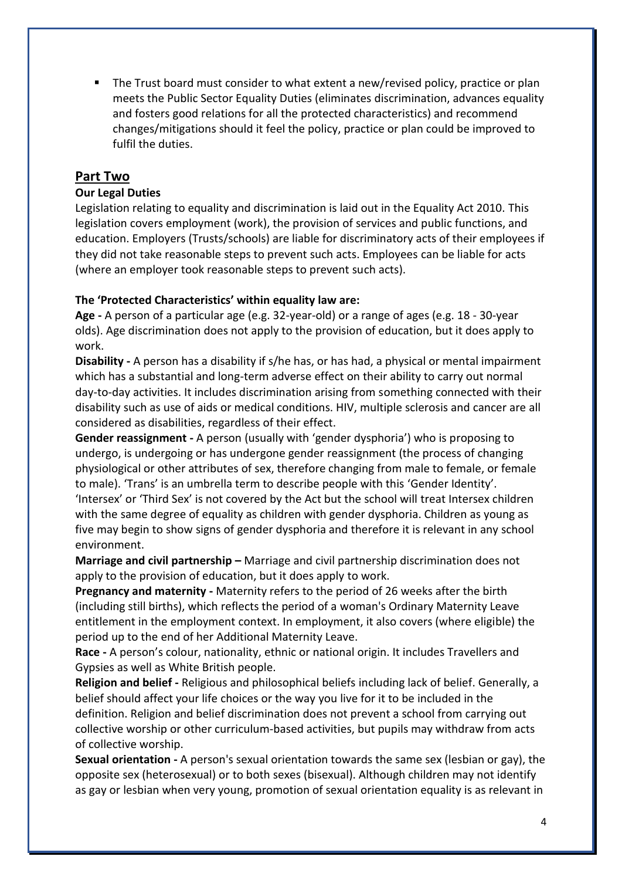- The Trust board must consider to what extent a new/revised policy, practice or plan meets the Public Sector Equality Duties (eliminates discrimination, advances equality and fosters good relations for all the protected characteristics) and recommend changes/mitigations should it feel the policy, practice or plan could be improved to fulfil the duties.

## Part Two

### Our Legal Duties

Legislation relating to equality and discrimination is laid out in the Equality Act 2010. This legislation covers employment (work), the provision of services and public functions, and education. Employers (Trusts/schools) are liable for discriminatory acts of their employees if they did not take reasonable steps to prevent such acts. Employees can be liable for acts (where an employer took reasonable steps to prevent such acts).

**The 'Protected Characteristics' within equality law are:**

**Age -** A person of a particular age (e.g. 32-year-old) or a range of ages (e.g. 18 - 30-year olds). Age discrimination does not apply to the provision of education, but it does apply to work.

**Disability -** A person has a disability if s/he has, or has had, a physical or mental impairment which has a substantial and long-term adverse effect on their ability to carry out normal day-to-day activities. It includes discrimination arising from something connected with their disability such as use of aids or medical conditions. HIV, multiple sclerosis and cancer are all considered as disabilities, regardless of their effect.

**Gender reassignment -** A person (usually with 'gender dysphoria') who is proposing to undergo, is undergoing or has undergone gender reassignment (the process of changing physiological or other attributes of sex, therefore changing from male to female, or female to male). 'Trans' is an umbrella term to describe people with this 'Gender Identity'. 'Intersex' or 'Third Sex' is not covered by the Act but the school will treat Intersex children with the same degree of equality as children with gender dysphoria. Children as young as five may begin to show signs of gender dysphoria and therefore it is relevant in any school environment.

**Marriage and civil partnership –** Marriage and civil partnership discrimination does not apply to the provision of education, but it does apply to work.

**Pregnancy and maternity -** Maternity refers to the period of 26 weeks after the birth (including still births), which reflects the period of a woman's Ordinary Maternity Leave entitlement in the employment context. In employment, it also covers (where eligible) the period up to the end of her Additional Maternity Leave.

**Race -** A person's colour, nationality, ethnic or national origin. It includes Travellers and Gypsies as well as White British people.

**Religion and belief -** Religious and philosophical beliefs including lack of belief. Generally, a belief should affect your life choices or the way you live for it to be included in the definition. Religion and belief discrimination does not prevent a school from carrying out collective worship or other curriculum-based activities, but pupils may withdraw from acts of collective worship.

**Sexual orientation -** A person's sexual orientation towards the same sex (lesbian or gay), the opposite sex (heterosexual) or to both sexes (bisexual). Although children may not identify as gay or lesbian when very young, promotion of sexual orientation equality is as relevant in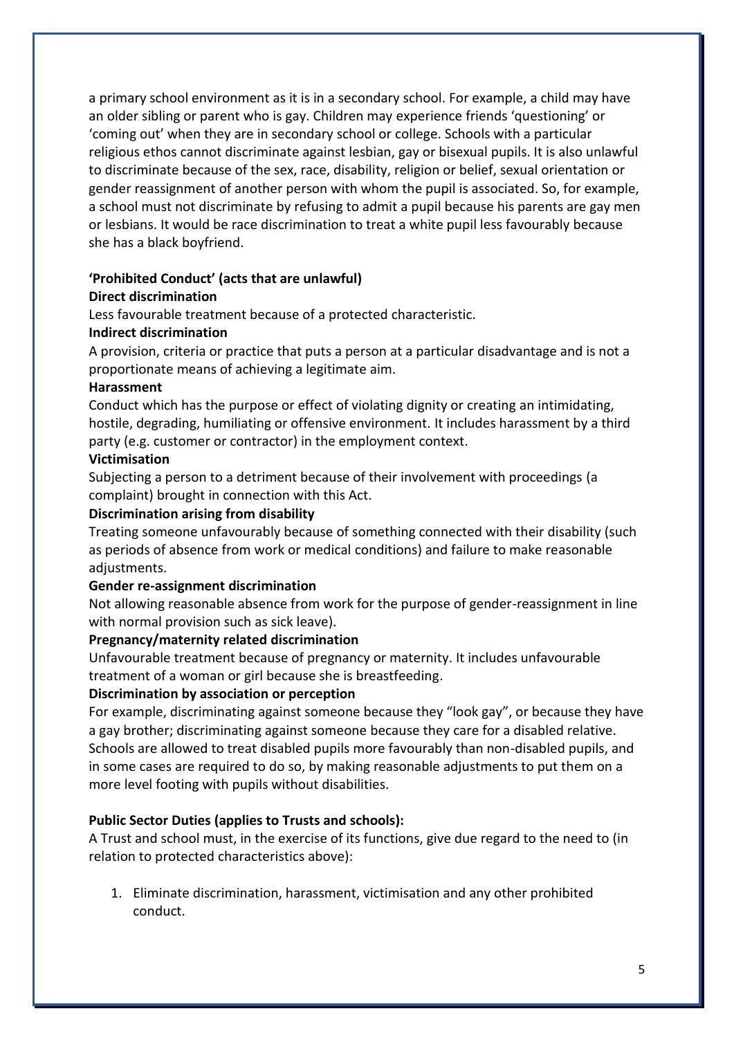a primary school environment as it is in a secondary school. For example, a child may have an older sibling or parent who is gay. Children may experience friends 'questioning' or 'coming out' when they are in secondary school or college. Schools with a particular religious ethos cannot discriminate against lesbian, gay or bisexual pupils. It is also unlawful to discriminate because of the sex, race, disability, religion or belief, sexual orientation or gender reassignment of another person with whom the pupil is associated. So, for example, a school must not discriminate by refusing to admit a pupil because his parents are gay men or lesbians. It would be race discrimination to treat a white pupil less favourably because she has a black boyfriend.

**'Prohibited Conduct' (acts that are unlawful)**

**Direct discrimination**

Less favourable treatment because of a protected characteristic.

**Indirect discrimination**

A provision, criteria or practice that puts a person at a particular disadvantage and is not a proportionate means of achieving a legitimate aim.

**Harassment**

Conduct which has the purpose or effect of violating dignity or creating an intimidating, hostile, degrading, humiliating or offensive environment. It includes harassment by a third party (e.g. customer or contractor) in the employment context.

**Victimisation**

Subjecting a person to a detriment because of their involvement with proceedings (a complaint) brought in connection with this Act.

**Discrimination arising from disability**

Treating someone unfavourably because of something connected with their disability (such as periods of absence from work or medical conditions) and failure to make reasonable adjustments.

**Gender re-assignment discrimination**

Not allowing reasonable absence from work for the purpose of gender-reassignment in line with normal provision such as sick leave).

**Pregnancy/maternity related discrimination**

Unfavourable treatment because of pregnancy or maternity. It includes unfavourable treatment of a woman or girl because she is breastfeeding.

**Discrimination by association or perception**

For example, discriminating against someone because they "look gay", or because they have a gay brother; discriminating against someone because they care for a disabled relative. Schools are allowed to treat disabled pupils more favourably than non-disabled pupils, and in some cases are required to do so, by making reasonable adjustments to put them on a more level footing with pupils without disabilities.

**Public Sector Duties (applies to Trusts and schools):**

A Trust and school must, in the exercise of its functions, give due regard to the need to (in relation to protected characteristics above):

1. Eliminate discrimination, harassment, victimisation and any other prohibited conduct.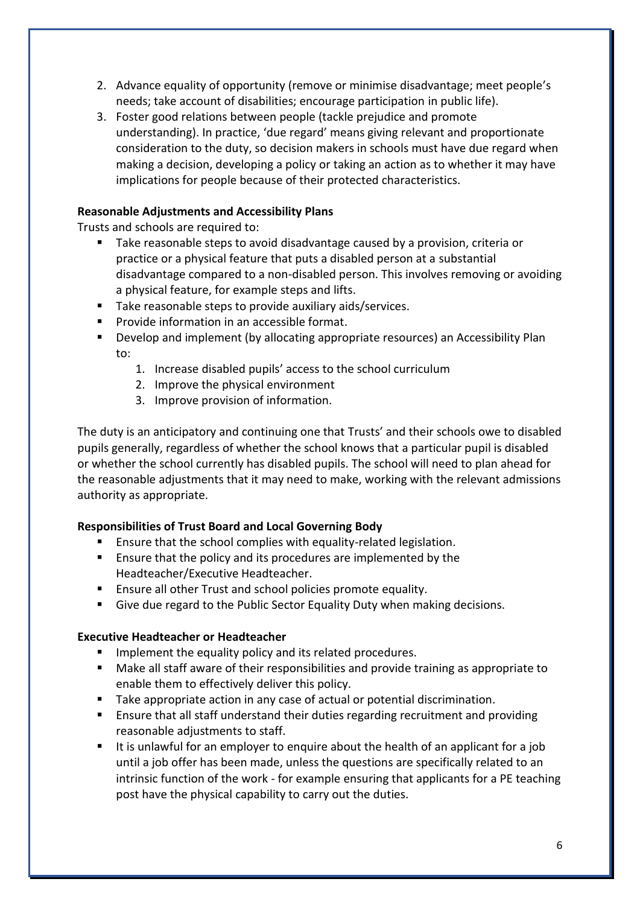2. Advance equality of opportunity (remove or minimise disadvantage; meet people's needs; take account of disabilities; encourage participation in public life).
3. Foster good relations between people (tackle prejudice and promote understanding). In practice, 'due regard' means giving relevant and proportionate consideration to the duty, so decision makers in schools must have due regard when making a decision, developing a policy or taking an action as to whether it may have implications for people because of their protected characteristics.

**Reasonable Adjustments and Accessibility Plans**

Trusts and schools are required to:

- Take reasonable steps to avoid disadvantage caused by a provision, criteria or practice or a physical feature that puts a disabled person at a substantial disadvantage compared to a non-disabled person. This involves removing or avoiding a physical feature, for example steps and lifts.
- Take reasonable steps to provide auxiliary aids/services.
- Provide information in an accessible format.
- Develop and implement (by allocating appropriate resources) an Accessibility Plan to:
    1. Increase disabled pupils' access to the school curriculum
    2. Improve the physical environment
    3. Improve provision of information.

The duty is an anticipatory and continuing one that Trusts' and their schools owe to disabled pupils generally, regardless of whether the school knows that a particular pupil is disabled or whether the school currently has disabled pupils. The school will need to plan ahead for the reasonable adjustments that it may need to make, working with the relevant admissions authority as appropriate.

**Responsibilities of Trust Board and Local Governing Body**

- Ensure that the school complies with equality-related legislation.
- Ensure that the policy and its procedures are implemented by the Headteacher/Executive Headteacher.
- Ensure all other Trust and school policies promote equality.
- Give due regard to the Public Sector Equality Duty when making decisions.

**Executive Headteacher or Headteacher**

- Implement the equality policy and its related procedures.
- Make all staff aware of their responsibilities and provide training as appropriate to enable them to effectively deliver this policy.
- Take appropriate action in any case of actual or potential discrimination.
- Ensure that all staff understand their duties regarding recruitment and providing reasonable adjustments to staff.
- It is unlawful for an employer to enquire about the health of an applicant for a job until a job offer has been made, unless the questions are specifically related to an intrinsic function of the work - for example ensuring that applicants for a PE teaching post have the physical capability to carry out the duties.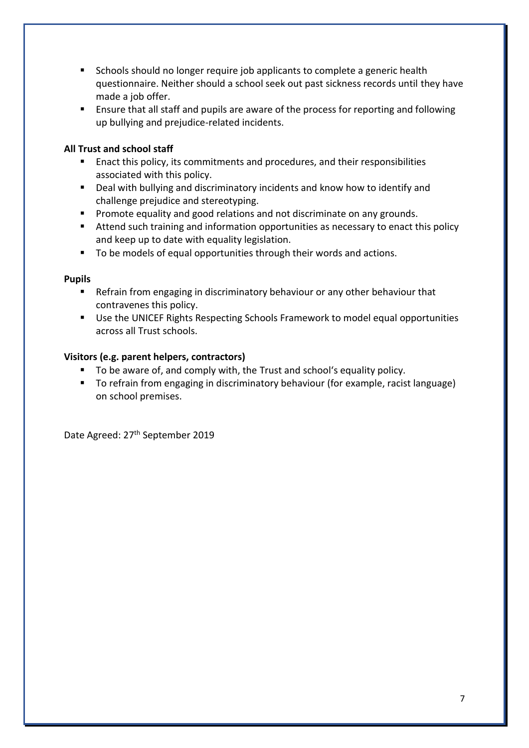- Schools should no longer require job applicants to complete a generic health questionnaire. Neither should a school seek out past sickness records until they have made a job offer.
- Ensure that all staff and pupils are aware of the process for reporting and following up bullying and prejudice-related incidents.

**All Trust and school staff**

- Enact this policy, its commitments and procedures, and their responsibilities associated with this policy.
- Deal with bullying and discriminatory incidents and know how to identify and challenge prejudice and stereotyping.
- Promote equality and good relations and not discriminate on any grounds.
- Attend such training and information opportunities as necessary to enact this policy and keep up to date with equality legislation.
- To be models of equal opportunities through their words and actions.

**Pupils**

- Refrain from engaging in discriminatory behaviour or any other behaviour that contravenes this policy.
- Use the UNICEF Rights Respecting Schools Framework to model equal opportunities across all Trust schools.

**Visitors (e.g. parent helpers, contractors)**

- To be aware of, and comply with, the Trust and school's equality policy.
- To refrain from engaging in discriminatory behaviour (for example, racist language) on school premises.

Date Agreed: 27th September 2019